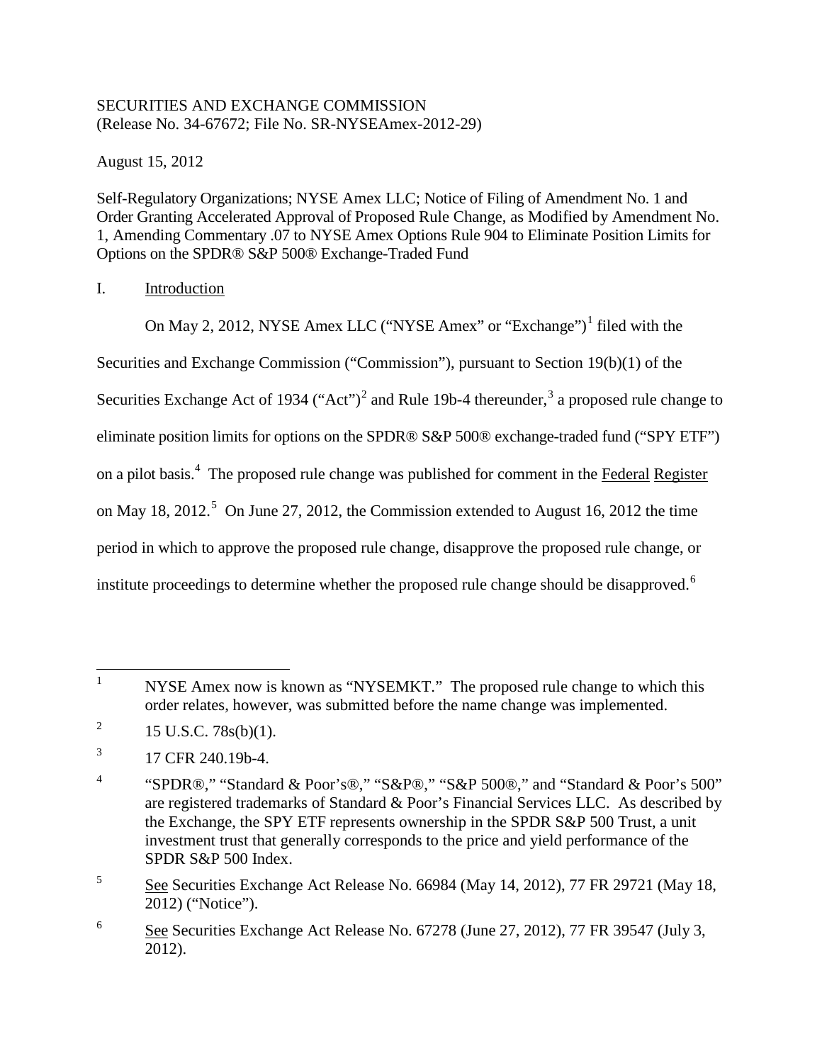SECURITIES AND EXCHANGE COMMISSION
(Release No. 34-67672; File No. SR-NYSEAmex-2012-29)

August 15, 2012

Self-Regulatory Organizations; NYSE Amex LLC; Notice of Filing of Amendment No. 1 and Order Granting Accelerated Approval of Proposed Rule Change, as Modified by Amendment No. 1, Amending Commentary .07 to NYSE Amex Options Rule 904 to Eliminate Position Limits for Options on the SPDR® S&P 500® Exchange-Traded Fund

I. Introduction

On May 2, 2012, NYSE Amex LLC ("NYSE Amex" or "Exchange")[1] filed with the Securities and Exchange Commission ("Commission"), pursuant to Section 19(b)(1) of the Securities Exchange Act of 1934 ("Act")[2] and Rule 19b-4 thereunder,[3] a proposed rule change to eliminate position limits for options on the SPDR® S&P 500® exchange-traded fund ("SPY ETF") on a pilot basis.[4] The proposed rule change was published for comment in the Federal Register on May 18, 2012.[5] On June 27, 2012, the Commission extended to August 16, 2012 the time period in which to approve the proposed rule change, disapprove the proposed rule change, or institute proceedings to determine whether the proposed rule change should be disapproved.[6]

---

[1] NYSE Amex now is known as "NYSEMKT." The proposed rule change to which this order relates, however, was submitted before the name change was implemented.

[2] 15 U.S.C. 78s(b)(1).

[3] 17 CFR 240.19b-4.

[4] "SPDR®," "Standard & Poor's®," "S&P®," "S&P 500®," and "Standard & Poor's 500" are registered trademarks of Standard & Poor's Financial Services LLC. As described by the Exchange, the SPY ETF represents ownership in the SPDR S&P 500 Trust, a unit investment trust that generally corresponds to the price and yield performance of the SPDR S&P 500 Index.

[5] See Securities Exchange Act Release No. 66984 (May 14, 2012), 77 FR 29721 (May 18, 2012) ("Notice").

[6] See Securities Exchange Act Release No. 67278 (June 27, 2012), 77 FR 39547 (July 3, 2012).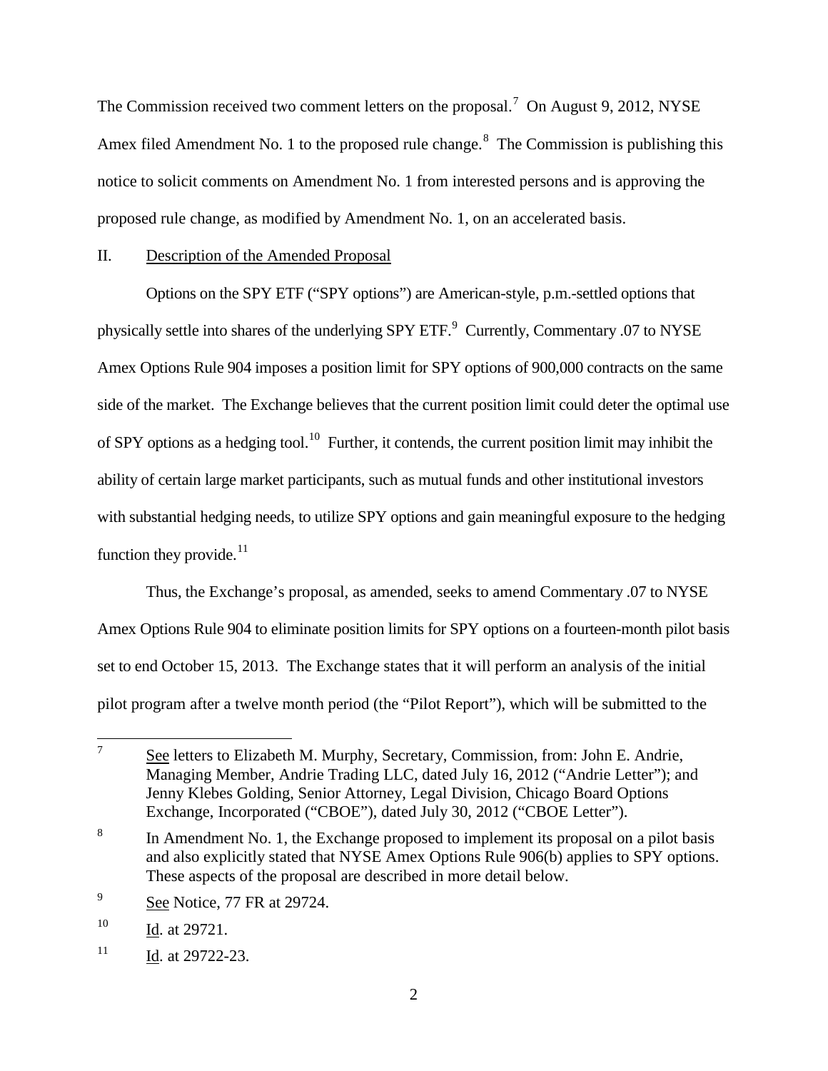The Commission received two comment letters on the proposal.[7] On August 9, 2012, NYSE Amex filed Amendment No. 1 to the proposed rule change.[8] The Commission is publishing this notice to solicit comments on Amendment No. 1 from interested persons and is approving the proposed rule change, as modified by Amendment No. 1, on an accelerated basis.

## II. Description of the Amended Proposal

Options on the SPY ETF ("SPY options") are American-style, p.m.-settled options that physically settle into shares of the underlying SPY ETF.[9] Currently, Commentary .07 to NYSE Amex Options Rule 904 imposes a position limit for SPY options of 900,000 contracts on the same side of the market. The Exchange believes that the current position limit could deter the optimal use of SPY options as a hedging tool.[10] Further, it contends, the current position limit may inhibit the ability of certain large market participants, such as mutual funds and other institutional investors with substantial hedging needs, to utilize SPY options and gain meaningful exposure to the hedging function they provide.[11]

Thus, the Exchange's proposal, as amended, seeks to amend Commentary .07 to NYSE Amex Options Rule 904 to eliminate position limits for SPY options on a fourteen-month pilot basis set to end October 15, 2013. The Exchange states that it will perform an analysis of the initial pilot program after a twelve month period (the "Pilot Report"), which will be submitted to the

---

[7] See letters to Elizabeth M. Murphy, Secretary, Commission, from: John E. Andrie, Managing Member, Andrie Trading LLC, dated July 16, 2012 ("Andrie Letter"); and Jenny Klebes Golding, Senior Attorney, Legal Division, Chicago Board Options Exchange, Incorporated ("CBOE"), dated July 30, 2012 ("CBOE Letter").

[8] In Amendment No. 1, the Exchange proposed to implement its proposal on a pilot basis and also explicitly stated that NYSE Amex Options Rule 906(b) applies to SPY options. These aspects of the proposal are described in more detail below.

[9] See Notice, 77 FR at 29724.

[10] Id. at 29721.

[11] Id. at 29722-23.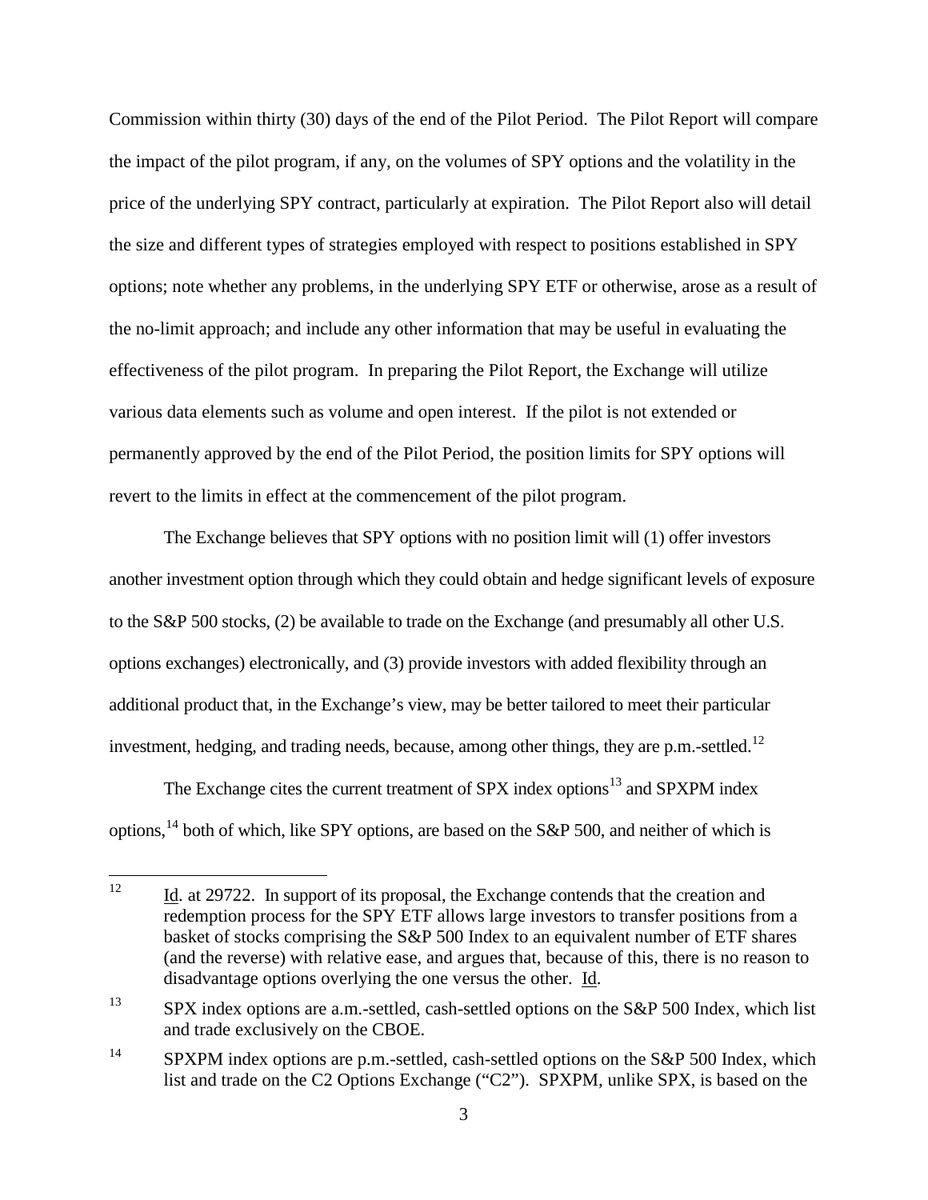Commission within thirty (30) days of the end of the Pilot Period. The Pilot Report will compare the impact of the pilot program, if any, on the volumes of SPY options and the volatility in the price of the underlying SPY contract, particularly at expiration. The Pilot Report also will detail the size and different types of strategies employed with respect to positions established in SPY options; note whether any problems, in the underlying SPY ETF or otherwise, arose as a result of the no-limit approach; and include any other information that may be useful in evaluating the effectiveness of the pilot program. In preparing the Pilot Report, the Exchange will utilize various data elements such as volume and open interest. If the pilot is not extended or permanently approved by the end of the Pilot Period, the position limits for SPY options will revert to the limits in effect at the commencement of the pilot program.

The Exchange believes that SPY options with no position limit will (1) offer investors another investment option through which they could obtain and hedge significant levels of exposure to the S&P 500 stocks, (2) be available to trade on the Exchange (and presumably all other U.S. options exchanges) electronically, and (3) provide investors with added flexibility through an additional product that, in the Exchange's view, may be better tailored to meet their particular investment, hedging, and trading needs, because, among other things, they are p.m.-settled.[12]

The Exchange cites the current treatment of SPX index options[13] and SPXPM index options,[14] both of which, like SPY options, are based on the S&P 500, and neither of which is

---

[12] Id. at 29722. In support of its proposal, the Exchange contends that the creation and redemption process for the SPY ETF allows large investors to transfer positions from a basket of stocks comprising the S&P 500 Index to an equivalent number of ETF shares (and the reverse) with relative ease, and argues that, because of this, there is no reason to disadvantage options overlying the one versus the other. Id.

[13] SPX index options are a.m.-settled, cash-settled options on the S&P 500 Index, which list and trade exclusively on the CBOE.

[14] SPXPM index options are p.m.-settled, cash-settled options on the S&P 500 Index, which list and trade on the C2 Options Exchange ("C2"). SPXPM, unlike SPX, is based on the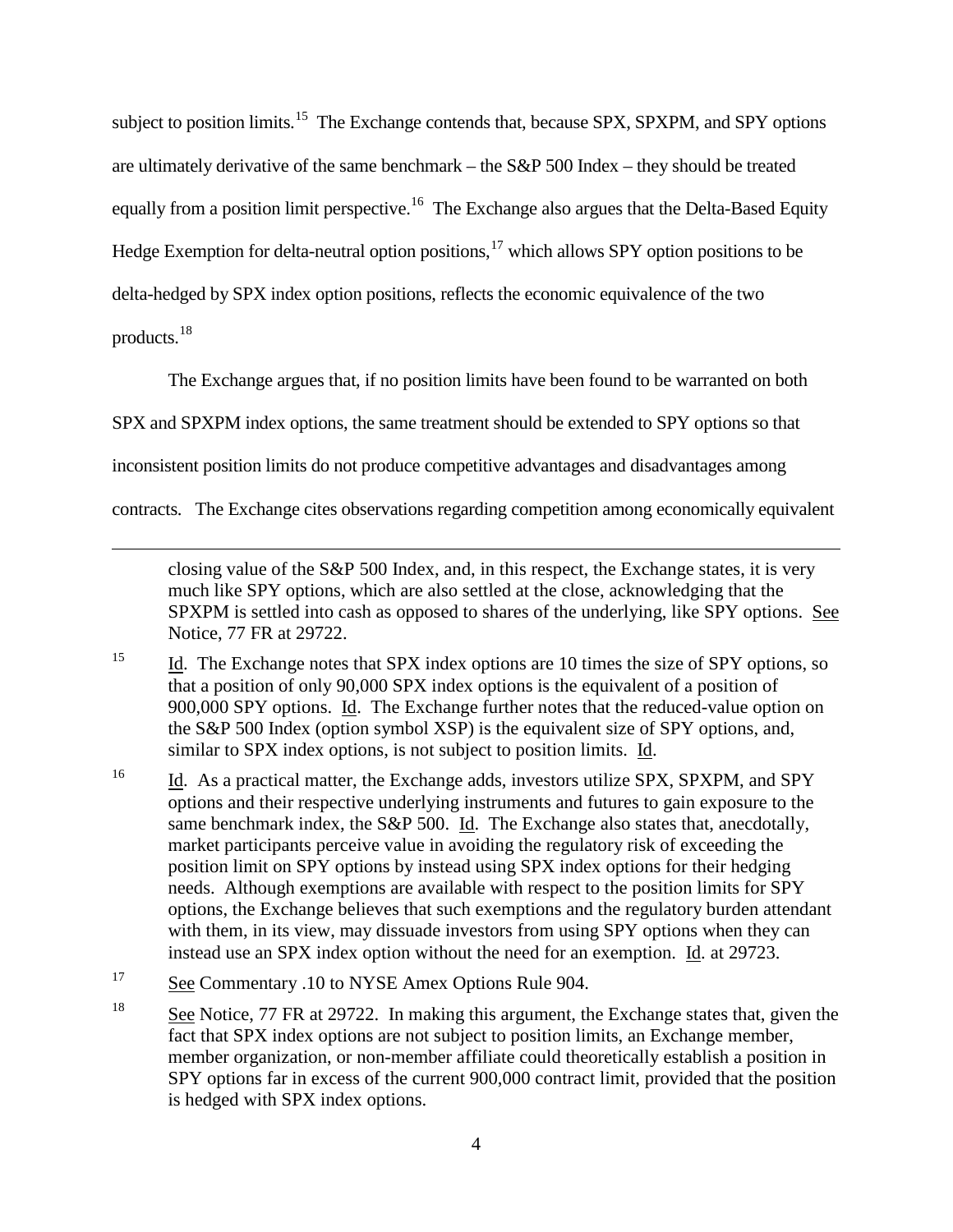subject to position limits.[15] The Exchange contends that, because SPX, SPXPM, and SPY options are ultimately derivative of the same benchmark – the S&P 500 Index – they should be treated equally from a position limit perspective.[16] The Exchange also argues that the Delta-Based Equity Hedge Exemption for delta-neutral option positions,[17] which allows SPY option positions to be delta-hedged by SPX index option positions, reflects the economic equivalence of the two products.[18]

The Exchange argues that, if no position limits have been found to be warranted on both SPX and SPXPM index options, the same treatment should be extended to SPY options so that inconsistent position limits do not produce competitive advantages and disadvantages among contracts. The Exchange cites observations regarding competition among economically equivalent

---

closing value of the S&P 500 Index, and, in this respect, the Exchange states, it is very much like SPY options, which are also settled at the close, acknowledging that the SPXPM is settled into cash as opposed to shares of the underlying, like SPY options. See Notice, 77 FR at 29722.

[15] Id. The Exchange notes that SPX index options are 10 times the size of SPY options, so that a position of only 90,000 SPX index options is the equivalent of a position of 900,000 SPY options. Id. The Exchange further notes that the reduced-value option on the S&P 500 Index (option symbol XSP) is the equivalent size of SPY options, and, similar to SPX index options, is not subject to position limits. Id.

[16] Id. As a practical matter, the Exchange adds, investors utilize SPX, SPXPM, and SPY options and their respective underlying instruments and futures to gain exposure to the same benchmark index, the S&P 500. Id. The Exchange also states that, anecdotally, market participants perceive value in avoiding the regulatory risk of exceeding the position limit on SPY options by instead using SPX index options for their hedging needs. Although exemptions are available with respect to the position limits for SPY options, the Exchange believes that such exemptions and the regulatory burden attendant with them, in its view, may dissuade investors from using SPY options when they can instead use an SPX index option without the need for an exemption. Id. at 29723.

[17] See Commentary .10 to NYSE Amex Options Rule 904.

[18] See Notice, 77 FR at 29722. In making this argument, the Exchange states that, given the fact that SPX index options are not subject to position limits, an Exchange member, member organization, or non-member affiliate could theoretically establish a position in SPY options far in excess of the current 900,000 contract limit, provided that the position is hedged with SPX index options.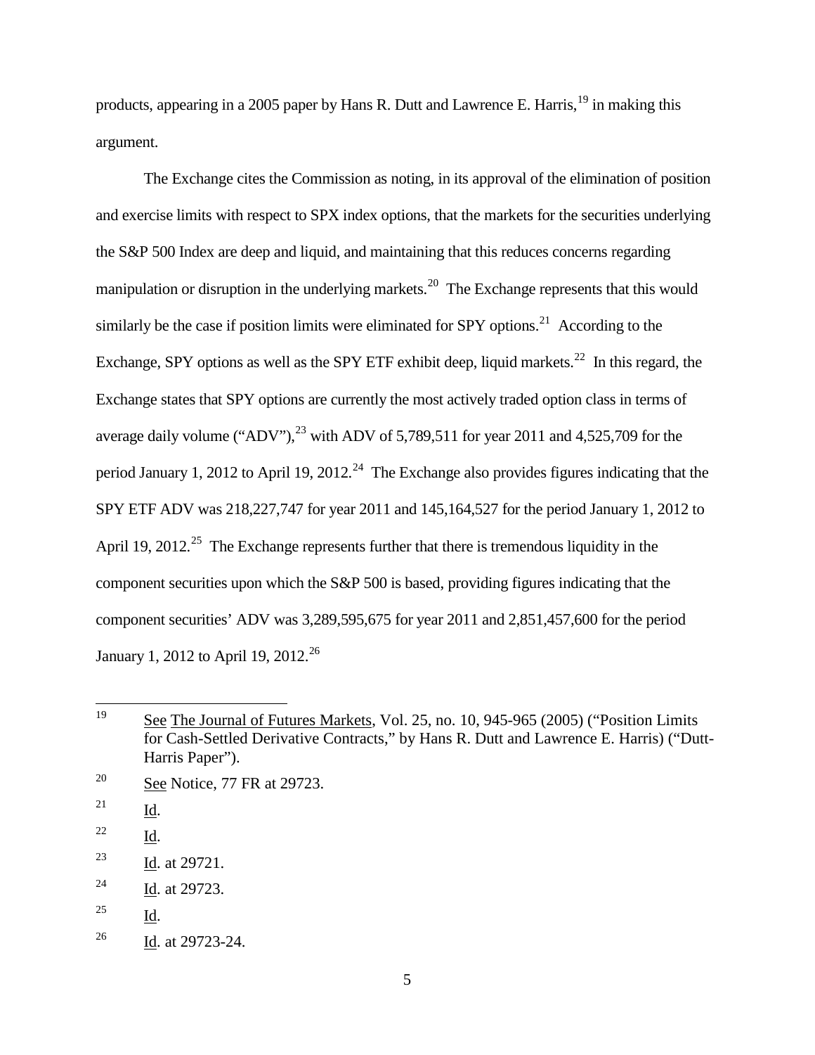products, appearing in a 2005 paper by Hans R. Dutt and Lawrence E. Harris,[19] in making this argument.

The Exchange cites the Commission as noting, in its approval of the elimination of position and exercise limits with respect to SPX index options, that the markets for the securities underlying the S&P 500 Index are deep and liquid, and maintaining that this reduces concerns regarding manipulation or disruption in the underlying markets.[20] The Exchange represents that this would similarly be the case if position limits were eliminated for SPY options.[21] According to the Exchange, SPY options as well as the SPY ETF exhibit deep, liquid markets.[22] In this regard, the Exchange states that SPY options are currently the most actively traded option class in terms of average daily volume ("ADV"),[23] with ADV of 5,789,511 for year 2011 and 4,525,709 for the period January 1, 2012 to April 19, 2012.[24] The Exchange also provides figures indicating that the SPY ETF ADV was 218,227,747 for year 2011 and 145,164,527 for the period January 1, 2012 to April 19, 2012.[25] The Exchange represents further that there is tremendous liquidity in the component securities upon which the S&P 500 is based, providing figures indicating that the component securities' ADV was 3,289,595,675 for year 2011 and 2,851,457,600 for the period January 1, 2012 to April 19, 2012.[26]

---

[19] See The Journal of Futures Markets, Vol. 25, no. 10, 945-965 (2005) ("Position Limits for Cash-Settled Derivative Contracts," by Hans R. Dutt and Lawrence E. Harris) ("Dutt-Harris Paper").

[20] See Notice, 77 FR at 29723.

[21] Id.

[22] Id.

[23] Id. at 29721.

[24] Id. at 29723.

[25] Id.

[26] Id. at 29723-24.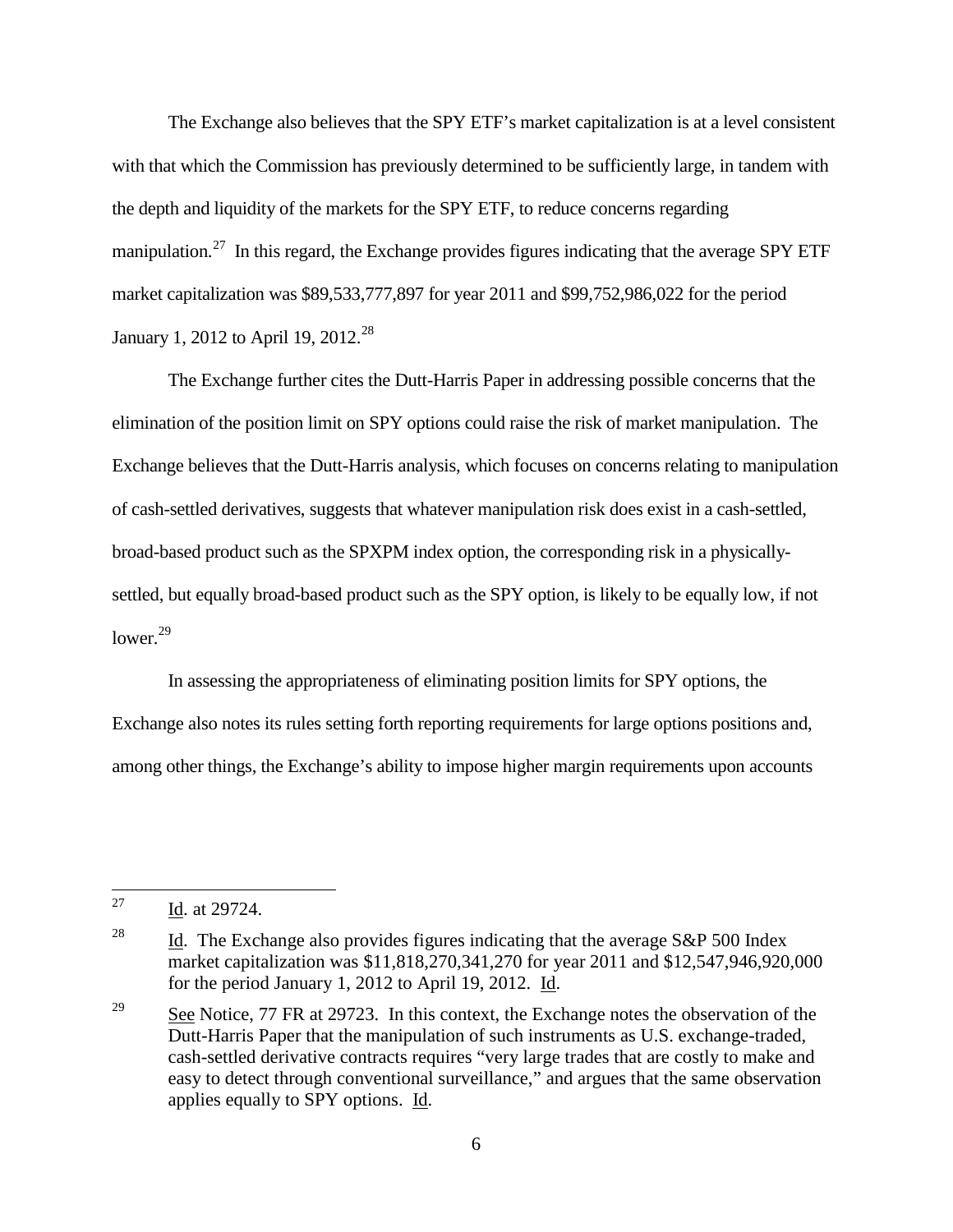The Exchange also believes that the SPY ETF's market capitalization is at a level consistent with that which the Commission has previously determined to be sufficiently large, in tandem with the depth and liquidity of the markets for the SPY ETF, to reduce concerns regarding manipulation.[27] In this regard, the Exchange provides figures indicating that the average SPY ETF market capitalization was $89,533,777,897 for year 2011 and $99,752,986,022 for the period January 1, 2012 to April 19, 2012.[28]

The Exchange further cites the Dutt-Harris Paper in addressing possible concerns that the elimination of the position limit on SPY options could raise the risk of market manipulation. The Exchange believes that the Dutt-Harris analysis, which focuses on concerns relating to manipulation of cash-settled derivatives, suggests that whatever manipulation risk does exist in a cash-settled, broad-based product such as the SPXPM index option, the corresponding risk in a physically-settled, but equally broad-based product such as the SPY option, is likely to be equally low, if not lower.[29]

In assessing the appropriateness of eliminating position limits for SPY options, the Exchange also notes its rules setting forth reporting requirements for large options positions and, among other things, the Exchange's ability to impose higher margin requirements upon accounts

---

[27] Id. at 29724.

[28] Id. The Exchange also provides figures indicating that the average S&P 500 Index market capitalization was $11,818,270,341,270 for year 2011 and $12,547,946,920,000 for the period January 1, 2012 to April 19, 2012. Id.

[29] See Notice, 77 FR at 29723. In this context, the Exchange notes the observation of the Dutt-Harris Paper that the manipulation of such instruments as U.S. exchange-traded, cash-settled derivative contracts requires "very large trades that are costly to make and easy to detect through conventional surveillance," and argues that the same observation applies equally to SPY options. Id.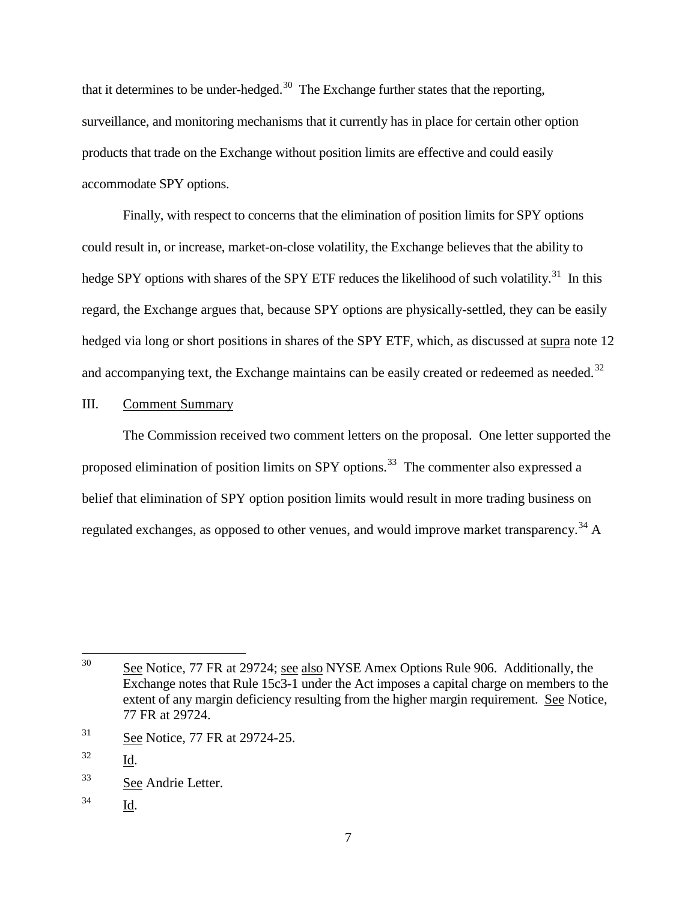that it determines to be under-hedged.[30] The Exchange further states that the reporting, surveillance, and monitoring mechanisms that it currently has in place for certain other option products that trade on the Exchange without position limits are effective and could easily accommodate SPY options.

Finally, with respect to concerns that the elimination of position limits for SPY options could result in, or increase, market-on-close volatility, the Exchange believes that the ability to hedge SPY options with shares of the SPY ETF reduces the likelihood of such volatility.[31] In this regard, the Exchange argues that, because SPY options are physically-settled, they can be easily hedged via long or short positions in shares of the SPY ETF, which, as discussed at supra note 12 and accompanying text, the Exchange maintains can be easily created or redeemed as needed.[32]

## III. Comment Summary

The Commission received two comment letters on the proposal. One letter supported the proposed elimination of position limits on SPY options.[33] The commenter also expressed a belief that elimination of SPY option position limits would result in more trading business on regulated exchanges, as opposed to other venues, and would improve market transparency.[34] A

---

[30] See Notice, 77 FR at 29724; see also NYSE Amex Options Rule 906. Additionally, the Exchange notes that Rule 15c3-1 under the Act imposes a capital charge on members to the extent of any margin deficiency resulting from the higher margin requirement. See Notice, 77 FR at 29724.

[31] See Notice, 77 FR at 29724-25.

[32] Id.

[33] See Andrie Letter.

[34] Id.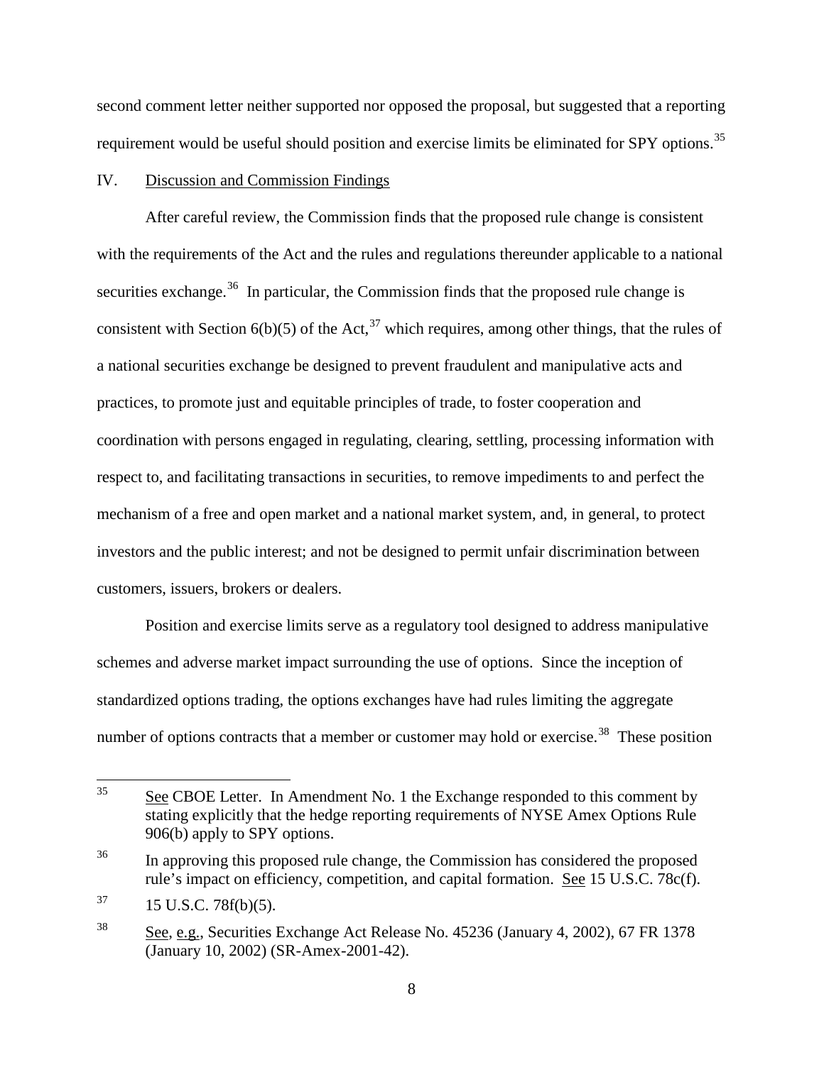second comment letter neither supported nor opposed the proposal, but suggested that a reporting requirement would be useful should position and exercise limits be eliminated for SPY options.[35]

IV. Discussion and Commission Findings

After careful review, the Commission finds that the proposed rule change is consistent with the requirements of the Act and the rules and regulations thereunder applicable to a national securities exchange.[36] In particular, the Commission finds that the proposed rule change is consistent with Section 6(b)(5) of the Act,[37] which requires, among other things, that the rules of a national securities exchange be designed to prevent fraudulent and manipulative acts and practices, to promote just and equitable principles of trade, to foster cooperation and coordination with persons engaged in regulating, clearing, settling, processing information with respect to, and facilitating transactions in securities, to remove impediments to and perfect the mechanism of a free and open market and a national market system, and, in general, to protect investors and the public interest; and not be designed to permit unfair discrimination between customers, issuers, brokers or dealers.

Position and exercise limits serve as a regulatory tool designed to address manipulative schemes and adverse market impact surrounding the use of options. Since the inception of standardized options trading, the options exchanges have had rules limiting the aggregate number of options contracts that a member or customer may hold or exercise.[38] These position

---

[35] See CBOE Letter. In Amendment No. 1 the Exchange responded to this comment by stating explicitly that the hedge reporting requirements of NYSE Amex Options Rule 906(b) apply to SPY options.

[36] In approving this proposed rule change, the Commission has considered the proposed rule's impact on efficiency, competition, and capital formation. See 15 U.S.C. 78c(f).

[37] 15 U.S.C. 78f(b)(5).

[38] See, e.g., Securities Exchange Act Release No. 45236 (January 4, 2002), 67 FR 1378 (January 10, 2002) (SR-Amex-2001-42).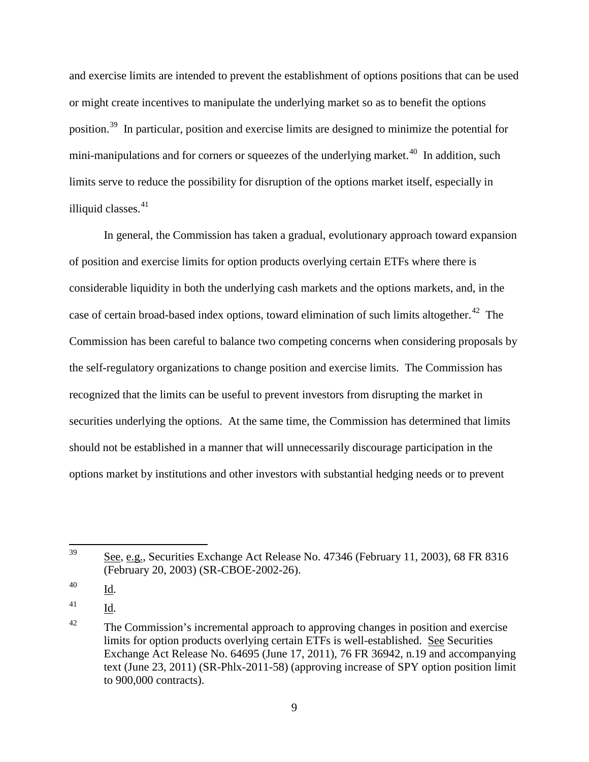and exercise limits are intended to prevent the establishment of options positions that can be used or might create incentives to manipulate the underlying market so as to benefit the options position.[39] In particular, position and exercise limits are designed to minimize the potential for mini-manipulations and for corners or squeezes of the underlying market.[40] In addition, such limits serve to reduce the possibility for disruption of the options market itself, especially in illiquid classes.[41]

In general, the Commission has taken a gradual, evolutionary approach toward expansion of position and exercise limits for option products overlying certain ETFs where there is considerable liquidity in both the underlying cash markets and the options markets, and, in the case of certain broad-based index options, toward elimination of such limits altogether.[42] The Commission has been careful to balance two competing concerns when considering proposals by the self-regulatory organizations to change position and exercise limits. The Commission has recognized that the limits can be useful to prevent investors from disrupting the market in securities underlying the options. At the same time, the Commission has determined that limits should not be established in a manner that will unnecessarily discourage participation in the options market by institutions and other investors with substantial hedging needs or to prevent

---

[39] See, e.g., Securities Exchange Act Release No. 47346 (February 11, 2003), 68 FR 8316 (February 20, 2003) (SR-CBOE-2002-26).

[40] Id.

[41] Id.

[42] The Commission's incremental approach to approving changes in position and exercise limits for option products overlying certain ETFs is well-established. See Securities Exchange Act Release No. 64695 (June 17, 2011), 76 FR 36942, n.19 and accompanying text (June 23, 2011) (SR-Phlx-2011-58) (approving increase of SPY option position limit to 900,000 contracts).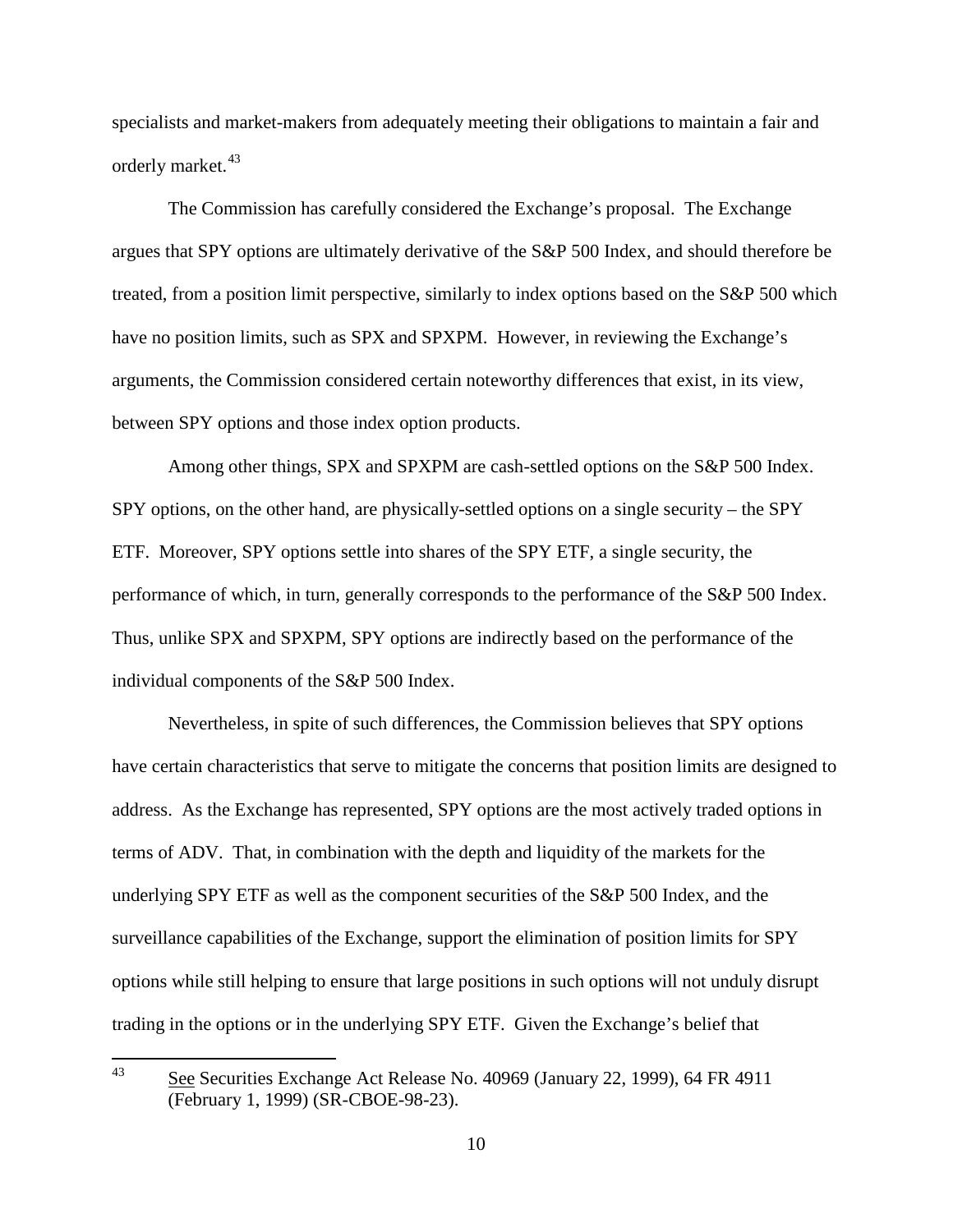specialists and market-makers from adequately meeting their obligations to maintain a fair and orderly market.[43]

The Commission has carefully considered the Exchange's proposal. The Exchange argues that SPY options are ultimately derivative of the S&P 500 Index, and should therefore be treated, from a position limit perspective, similarly to index options based on the S&P 500 which have no position limits, such as SPX and SPXPM. However, in reviewing the Exchange's arguments, the Commission considered certain noteworthy differences that exist, in its view, between SPY options and those index option products.

Among other things, SPX and SPXPM are cash-settled options on the S&P 500 Index. SPY options, on the other hand, are physically-settled options on a single security – the SPY ETF. Moreover, SPY options settle into shares of the SPY ETF, a single security, the performance of which, in turn, generally corresponds to the performance of the S&P 500 Index. Thus, unlike SPX and SPXPM, SPY options are indirectly based on the performance of the individual components of the S&P 500 Index.

Nevertheless, in spite of such differences, the Commission believes that SPY options have certain characteristics that serve to mitigate the concerns that position limits are designed to address. As the Exchange has represented, SPY options are the most actively traded options in terms of ADV. That, in combination with the depth and liquidity of the markets for the underlying SPY ETF as well as the component securities of the S&P 500 Index, and the surveillance capabilities of the Exchange, support the elimination of position limits for SPY options while still helping to ensure that large positions in such options will not unduly disrupt trading in the options or in the underlying SPY ETF. Given the Exchange's belief that

---

[43] See Securities Exchange Act Release No. 40969 (January 22, 1999), 64 FR 4911 (February 1, 1999) (SR-CBOE-98-23).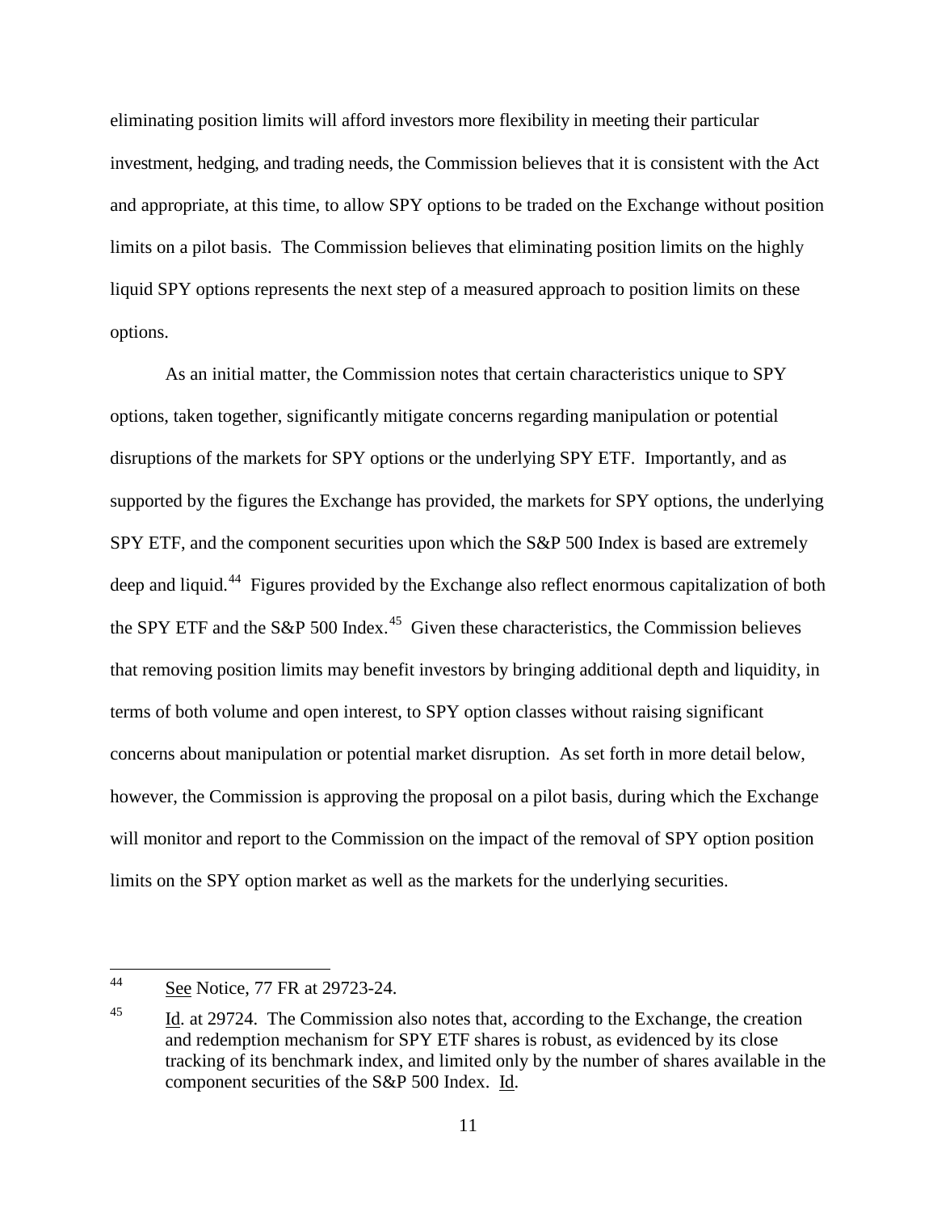eliminating position limits will afford investors more flexibility in meeting their particular investment, hedging, and trading needs, the Commission believes that it is consistent with the Act and appropriate, at this time, to allow SPY options to be traded on the Exchange without position limits on a pilot basis. The Commission believes that eliminating position limits on the highly liquid SPY options represents the next step of a measured approach to position limits on these options.

As an initial matter, the Commission notes that certain characteristics unique to SPY options, taken together, significantly mitigate concerns regarding manipulation or potential disruptions of the markets for SPY options or the underlying SPY ETF. Importantly, and as supported by the figures the Exchange has provided, the markets for SPY options, the underlying SPY ETF, and the component securities upon which the S&P 500 Index is based are extremely deep and liquid.[44] Figures provided by the Exchange also reflect enormous capitalization of both the SPY ETF and the S&P 500 Index.[45] Given these characteristics, the Commission believes that removing position limits may benefit investors by bringing additional depth and liquidity, in terms of both volume and open interest, to SPY option classes without raising significant concerns about manipulation or potential market disruption. As set forth in more detail below, however, the Commission is approving the proposal on a pilot basis, during which the Exchange will monitor and report to the Commission on the impact of the removal of SPY option position limits on the SPY option market as well as the markets for the underlying securities.

---

[44] See Notice, 77 FR at 29723-24.

[45] Id. at 29724. The Commission also notes that, according to the Exchange, the creation and redemption mechanism for SPY ETF shares is robust, as evidenced by its close tracking of its benchmark index, and limited only by the number of shares available in the component securities of the S&P 500 Index. Id.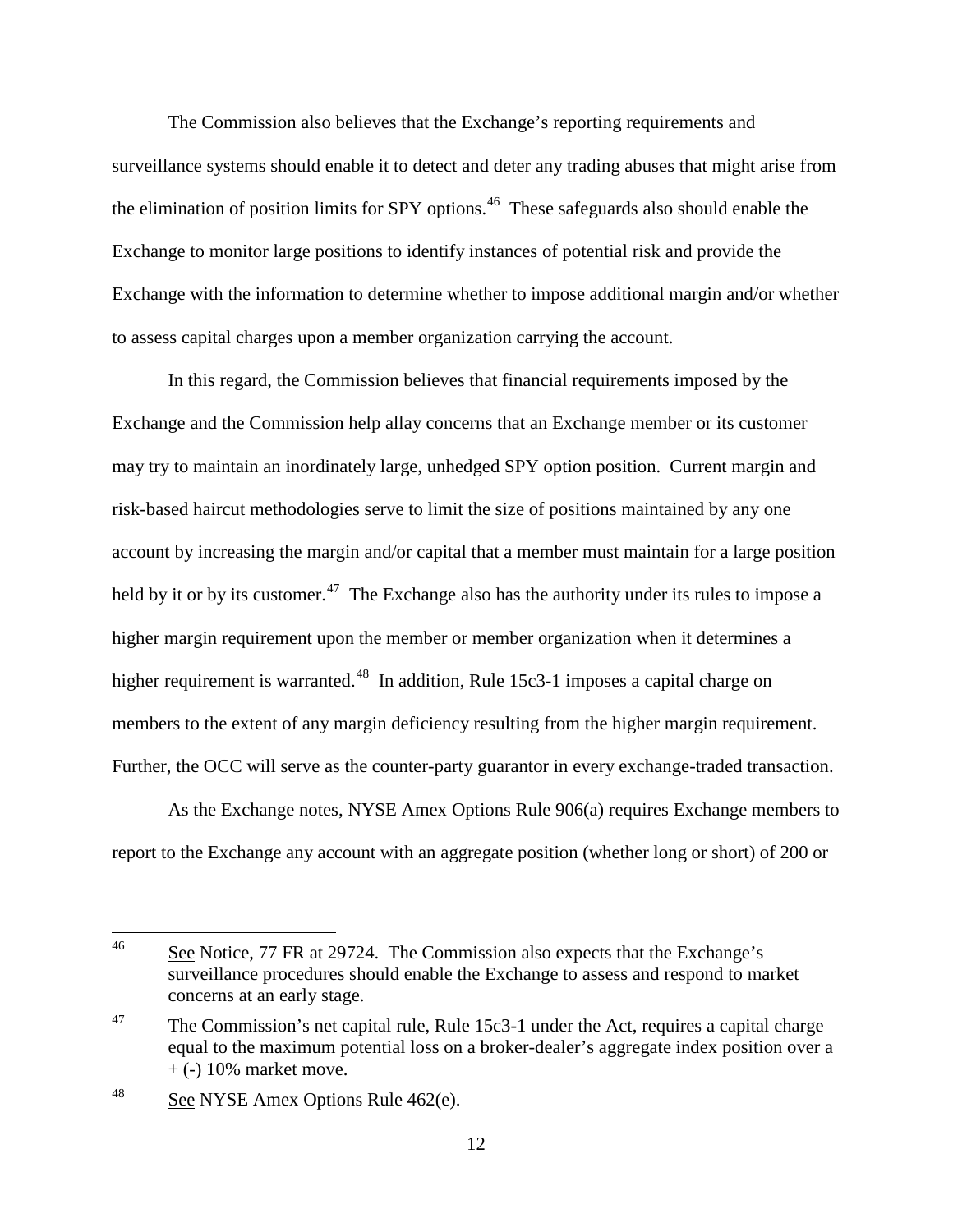The Commission also believes that the Exchange's reporting requirements and surveillance systems should enable it to detect and deter any trading abuses that might arise from the elimination of position limits for SPY options.[46] These safeguards also should enable the Exchange to monitor large positions to identify instances of potential risk and provide the Exchange with the information to determine whether to impose additional margin and/or whether to assess capital charges upon a member organization carrying the account.

In this regard, the Commission believes that financial requirements imposed by the Exchange and the Commission help allay concerns that an Exchange member or its customer may try to maintain an inordinately large, unhedged SPY option position. Current margin and risk-based haircut methodologies serve to limit the size of positions maintained by any one account by increasing the margin and/or capital that a member must maintain for a large position held by it or by its customer.[47] The Exchange also has the authority under its rules to impose a higher margin requirement upon the member or member organization when it determines a higher requirement is warranted.[48] In addition, Rule 15c3-1 imposes a capital charge on members to the extent of any margin deficiency resulting from the higher margin requirement. Further, the OCC will serve as the counter-party guarantor in every exchange-traded transaction.

As the Exchange notes, NYSE Amex Options Rule 906(a) requires Exchange members to report to the Exchange any account with an aggregate position (whether long or short) of 200 or

---

[46] See Notice, 77 FR at 29724. The Commission also expects that the Exchange's surveillance procedures should enable the Exchange to assess and respond to market concerns at an early stage.

[47] The Commission's net capital rule, Rule 15c3-1 under the Act, requires a capital charge equal to the maximum potential loss on a broker-dealer's aggregate index position over a + (-) 10% market move.

[48] See NYSE Amex Options Rule 462(e).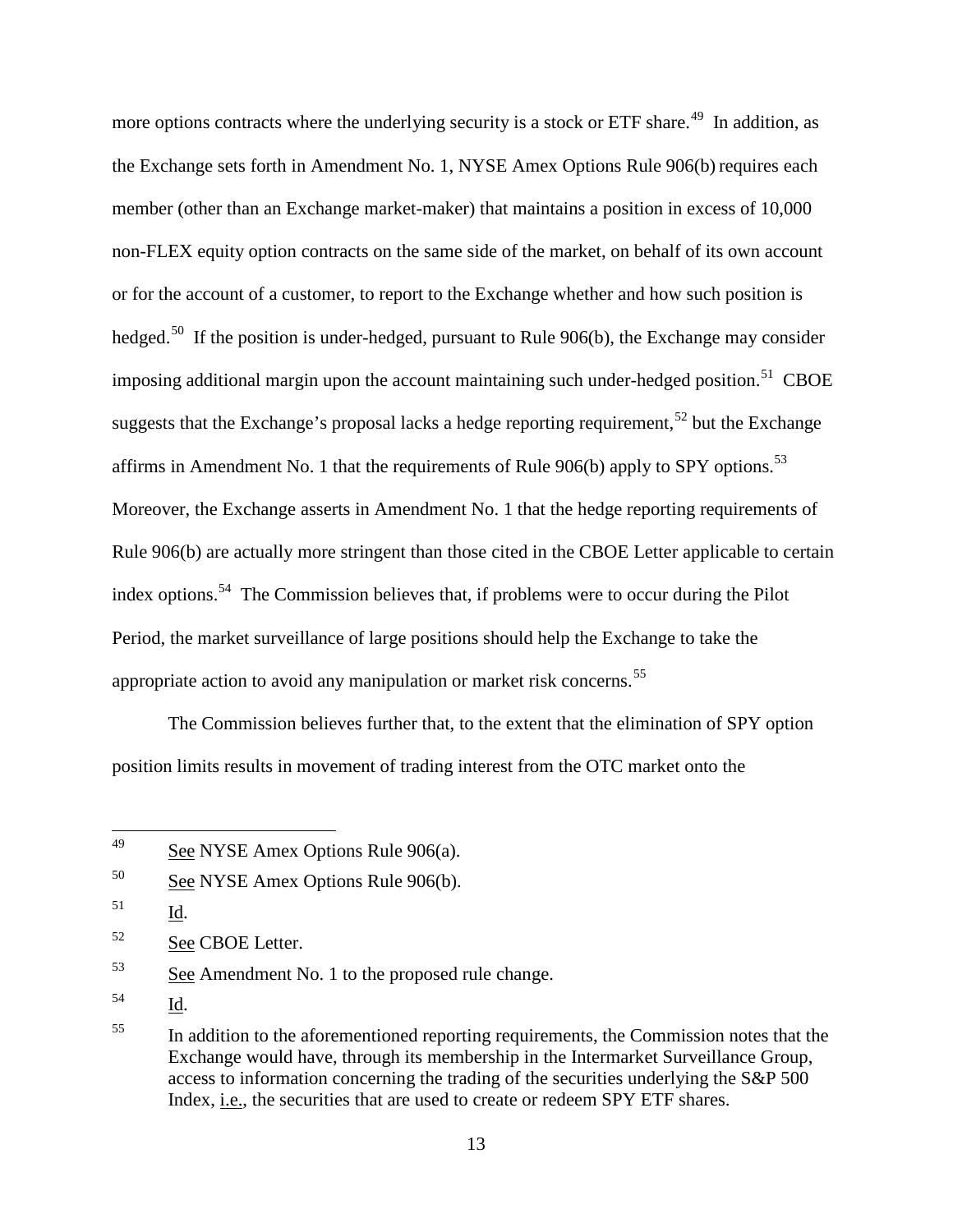more options contracts where the underlying security is a stock or ETF share.[49] In addition, as the Exchange sets forth in Amendment No. 1, NYSE Amex Options Rule 906(b) requires each member (other than an Exchange market-maker) that maintains a position in excess of 10,000 non-FLEX equity option contracts on the same side of the market, on behalf of its own account or for the account of a customer, to report to the Exchange whether and how such position is hedged.[50] If the position is under-hedged, pursuant to Rule 906(b), the Exchange may consider imposing additional margin upon the account maintaining such under-hedged position.[51] CBOE suggests that the Exchange's proposal lacks a hedge reporting requirement,[52] but the Exchange affirms in Amendment No. 1 that the requirements of Rule 906(b) apply to SPY options.[53] Moreover, the Exchange asserts in Amendment No. 1 that the hedge reporting requirements of Rule 906(b) are actually more stringent than those cited in the CBOE Letter applicable to certain index options.[54] The Commission believes that, if problems were to occur during the Pilot Period, the market surveillance of large positions should help the Exchange to take the appropriate action to avoid any manipulation or market risk concerns.[55]

The Commission believes further that, to the extent that the elimination of SPY option position limits results in movement of trading interest from the OTC market onto the

---

[49] See NYSE Amex Options Rule 906(a).

[50] See NYSE Amex Options Rule 906(b).

[51] Id.

[52] See CBOE Letter.

[53] See Amendment No. 1 to the proposed rule change.

[54] Id.

[55] In addition to the aforementioned reporting requirements, the Commission notes that the Exchange would have, through its membership in the Intermarket Surveillance Group, access to information concerning the trading of the securities underlying the S&P 500 Index, i.e., the securities that are used to create or redeem SPY ETF shares.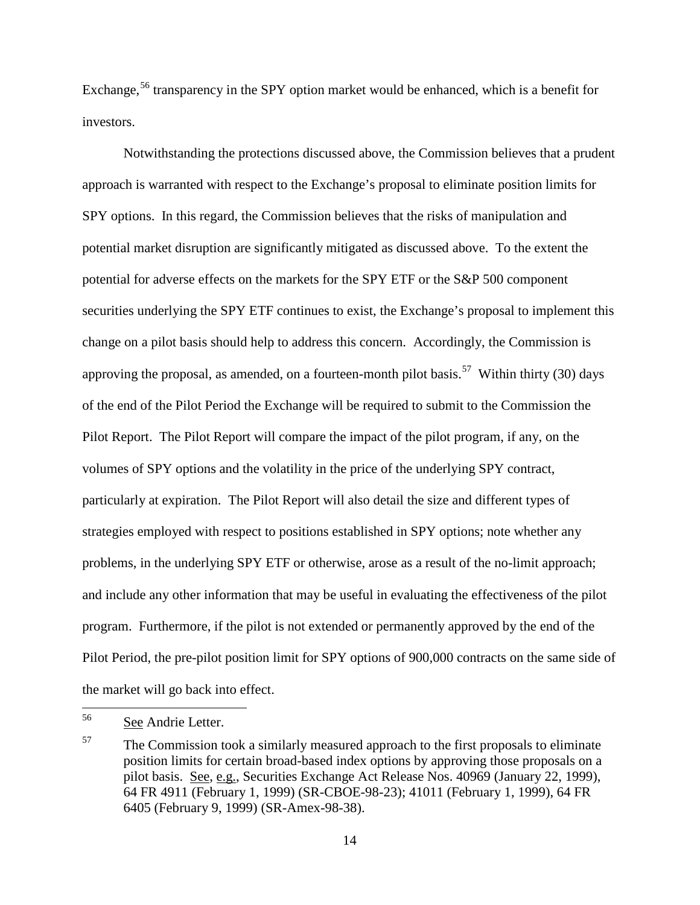Exchange,[56] transparency in the SPY option market would be enhanced, which is a benefit for investors.

Notwithstanding the protections discussed above, the Commission believes that a prudent approach is warranted with respect to the Exchange's proposal to eliminate position limits for SPY options. In this regard, the Commission believes that the risks of manipulation and potential market disruption are significantly mitigated as discussed above. To the extent the potential for adverse effects on the markets for the SPY ETF or the S&P 500 component securities underlying the SPY ETF continues to exist, the Exchange's proposal to implement this change on a pilot basis should help to address this concern. Accordingly, the Commission is approving the proposal, as amended, on a fourteen-month pilot basis.[57] Within thirty (30) days of the end of the Pilot Period the Exchange will be required to submit to the Commission the Pilot Report. The Pilot Report will compare the impact of the pilot program, if any, on the volumes of SPY options and the volatility in the price of the underlying SPY contract, particularly at expiration. The Pilot Report will also detail the size and different types of strategies employed with respect to positions established in SPY options; note whether any problems, in the underlying SPY ETF or otherwise, arose as a result of the no-limit approach; and include any other information that may be useful in evaluating the effectiveness of the pilot program. Furthermore, if the pilot is not extended or permanently approved by the end of the Pilot Period, the pre-pilot position limit for SPY options of 900,000 contracts on the same side of the market will go back into effect.

---

[56] See Andrie Letter.

[57] The Commission took a similarly measured approach to the first proposals to eliminate position limits for certain broad-based index options by approving those proposals on a pilot basis. See, e.g., Securities Exchange Act Release Nos. 40969 (January 22, 1999), 64 FR 4911 (February 1, 1999) (SR-CBOE-98-23); 41011 (February 1, 1999), 64 FR 6405 (February 9, 1999) (SR-Amex-98-38).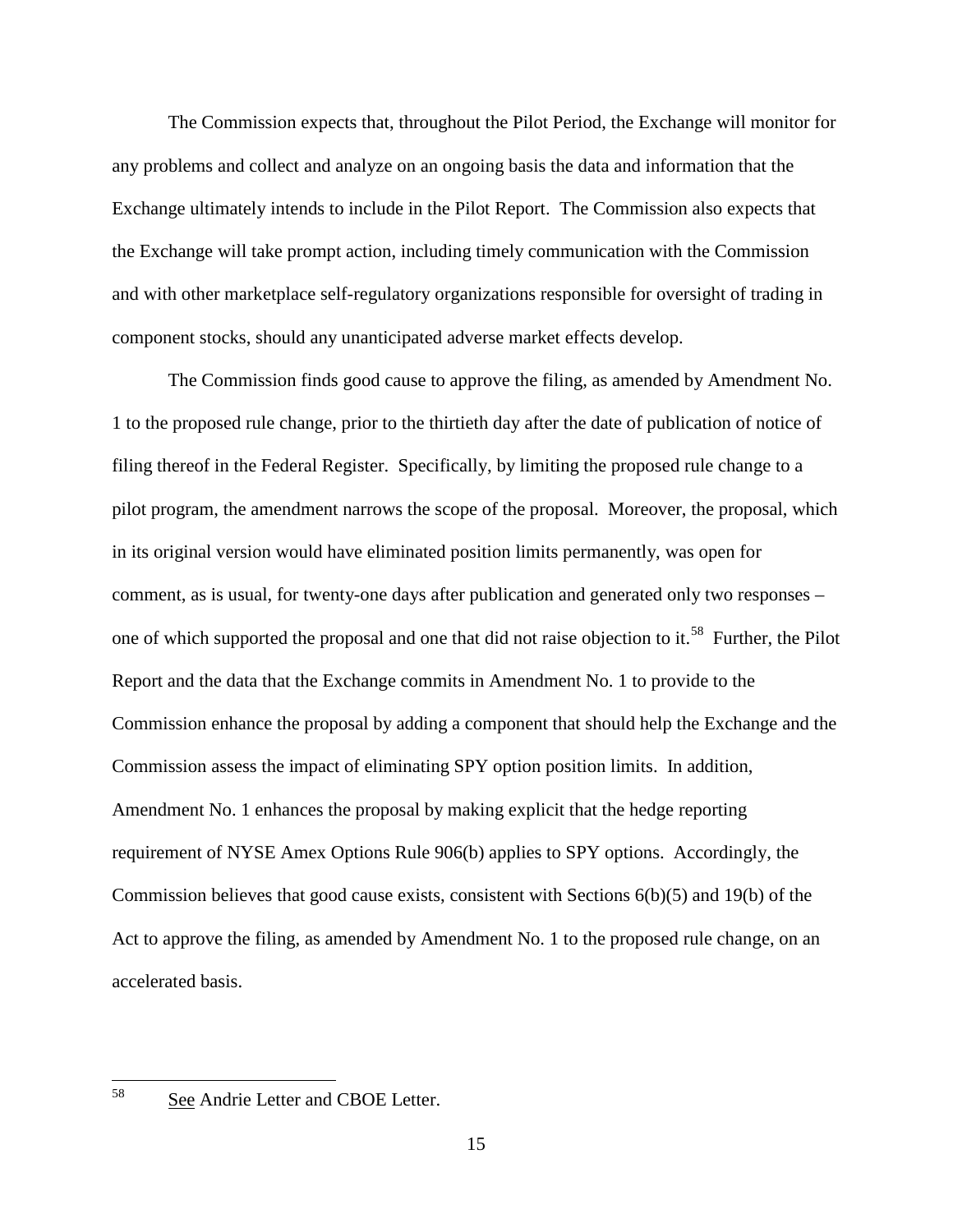The Commission expects that, throughout the Pilot Period, the Exchange will monitor for any problems and collect and analyze on an ongoing basis the data and information that the Exchange ultimately intends to include in the Pilot Report. The Commission also expects that the Exchange will take prompt action, including timely communication with the Commission and with other marketplace self-regulatory organizations responsible for oversight of trading in component stocks, should any unanticipated adverse market effects develop.

The Commission finds good cause to approve the filing, as amended by Amendment No. 1 to the proposed rule change, prior to the thirtieth day after the date of publication of notice of filing thereof in the Federal Register. Specifically, by limiting the proposed rule change to a pilot program, the amendment narrows the scope of the proposal. Moreover, the proposal, which in its original version would have eliminated position limits permanently, was open for comment, as is usual, for twenty-one days after publication and generated only two responses – one of which supported the proposal and one that did not raise objection to it.[58] Further, the Pilot Report and the data that the Exchange commits in Amendment No. 1 to provide to the Commission enhance the proposal by adding a component that should help the Exchange and the Commission assess the impact of eliminating SPY option position limits. In addition, Amendment No. 1 enhances the proposal by making explicit that the hedge reporting requirement of NYSE Amex Options Rule 906(b) applies to SPY options. Accordingly, the Commission believes that good cause exists, consistent with Sections 6(b)(5) and 19(b) of the Act to approve the filing, as amended by Amendment No. 1 to the proposed rule change, on an accelerated basis.

---

[58] See Andrie Letter and CBOE Letter.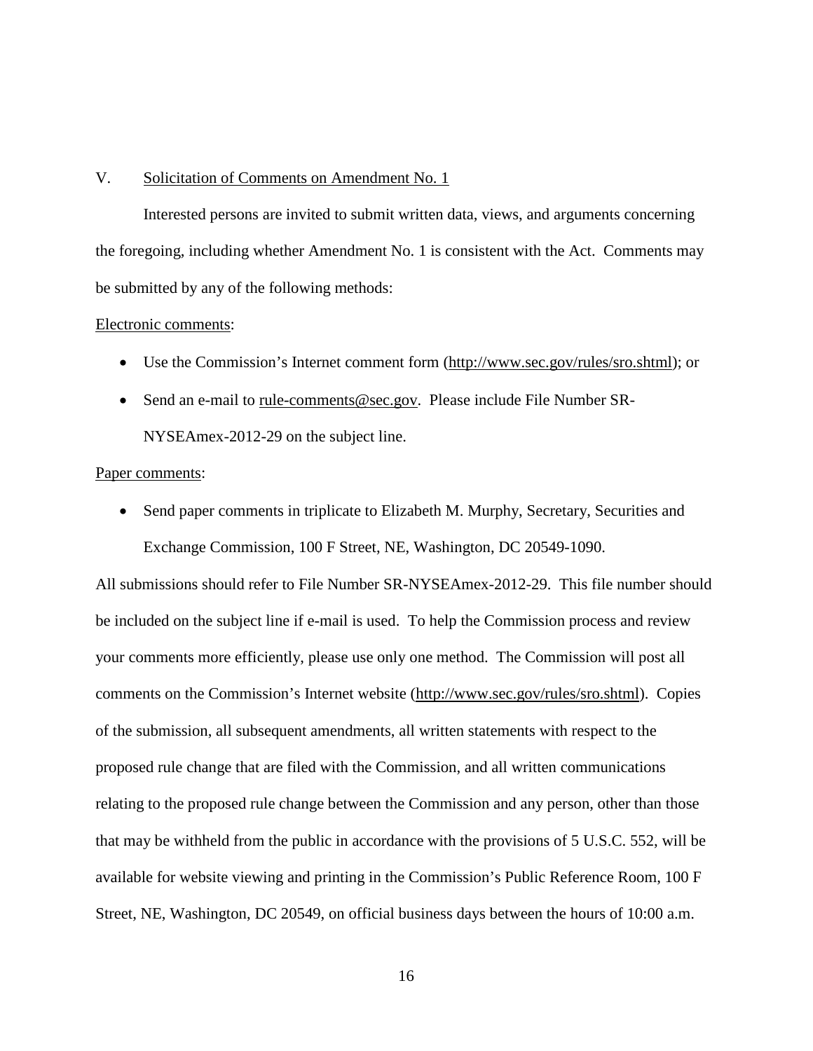## V. Solicitation of Comments on Amendment No. 1

Interested persons are invited to submit written data, views, and arguments concerning the foregoing, including whether Amendment No. 1 is consistent with the Act. Comments may be submitted by any of the following methods:

Electronic comments:

- Use the Commission's Internet comment form (http://www.sec.gov/rules/sro.shtml); or
- Send an e-mail to rule-comments@sec.gov. Please include File Number SR-NYSEAmex-2012-29 on the subject line.

Paper comments:

- Send paper comments in triplicate to Elizabeth M. Murphy, Secretary, Securities and Exchange Commission, 100 F Street, NE, Washington, DC 20549-1090.

All submissions should refer to File Number SR-NYSEAmex-2012-29. This file number should be included on the subject line if e-mail is used. To help the Commission process and review your comments more efficiently, please use only one method. The Commission will post all comments on the Commission's Internet website (http://www.sec.gov/rules/sro.shtml). Copies of the submission, all subsequent amendments, all written statements with respect to the proposed rule change that are filed with the Commission, and all written communications relating to the proposed rule change between the Commission and any person, other than those that may be withheld from the public in accordance with the provisions of 5 U.S.C. 552, will be available for website viewing and printing in the Commission's Public Reference Room, 100 F Street, NE, Washington, DC 20549, on official business days between the hours of 10:00 a.m.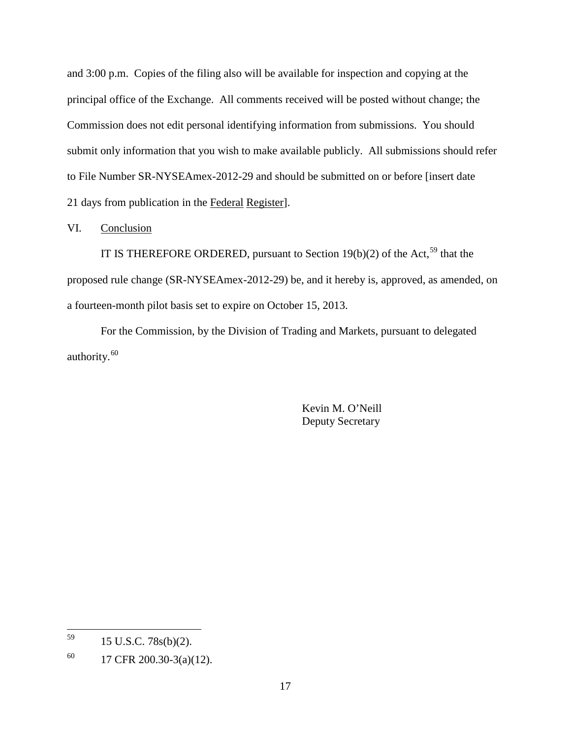and 3:00 p.m. Copies of the filing also will be available for inspection and copying at the principal office of the Exchange. All comments received will be posted without change; the Commission does not edit personal identifying information from submissions. You should submit only information that you wish to make available publicly. All submissions should refer to File Number SR-NYSEAmex-2012-29 and should be submitted on or before [insert date 21 days from publication in the Federal Register].

VI. Conclusion

IT IS THEREFORE ORDERED, pursuant to Section 19(b)(2) of the Act,[59] that the proposed rule change (SR-NYSEAmex-2012-29) be, and it hereby is, approved, as amended, on a fourteen-month pilot basis set to expire on October 15, 2013.

For the Commission, by the Division of Trading and Markets, pursuant to delegated authority.[60]

Kevin M. O'Neill
Deputy Secretary

---

[59] 15 U.S.C. 78s(b)(2).

[60] 17 CFR 200.30-3(a)(12).